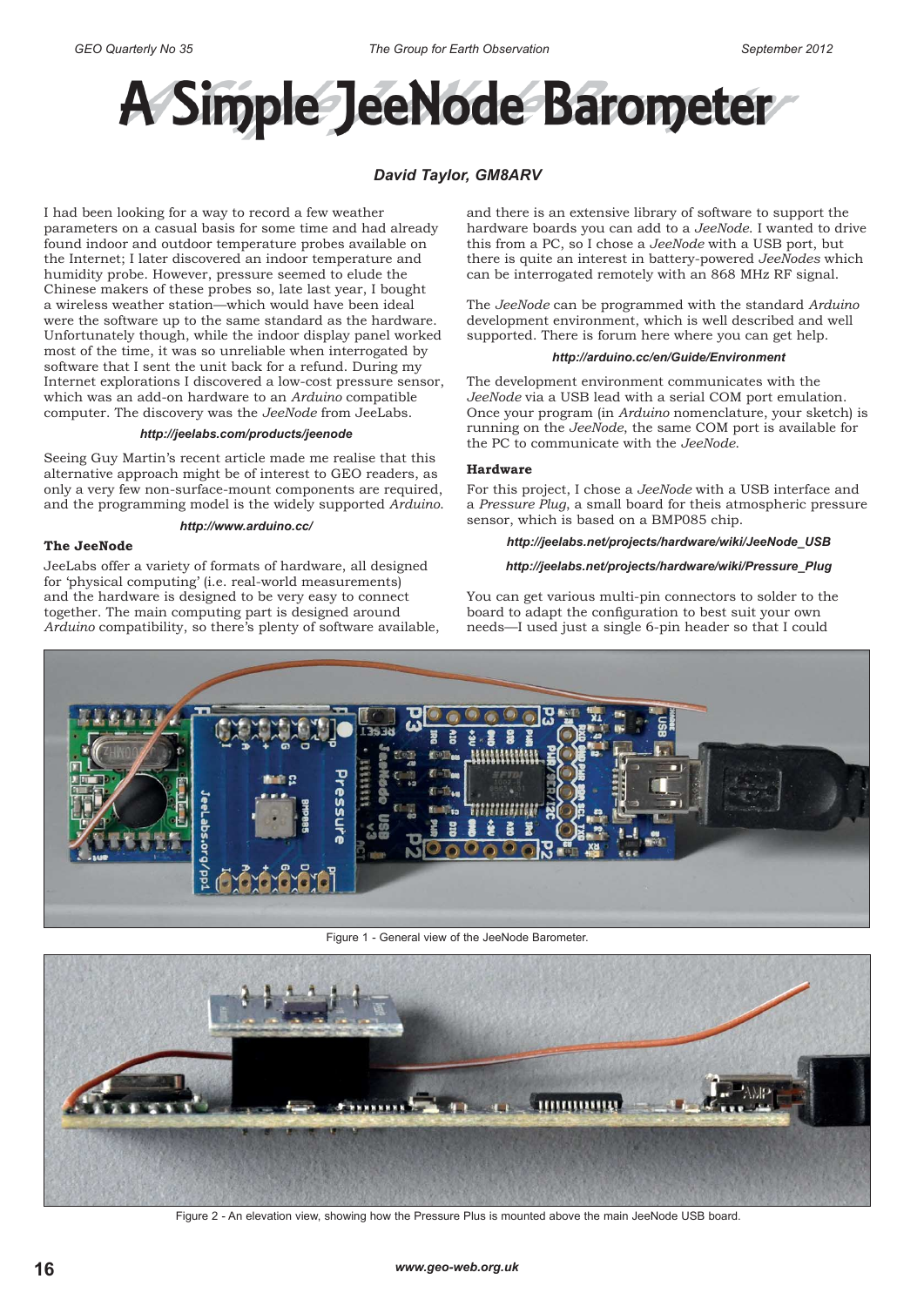# A Simple JeeNode Barometer

***David Taylor, GM8ARV***

I had been looking for a way to record a few weather parameters on a casual basis for some time and had already found indoor and outdoor temperature probes available on the Internet; I later discovered an indoor temperature and humidity probe. However, pressure seemed to elude the Chinese makers of these probes so, late last year, I bought a wireless weather station—which would have been ideal were the software up to the same standard as the hardware. Unfortunately though, while the indoor display panel worked most of the time, it was so unreliable when interrogated by software that I sent the unit back for a refund. During my Internet explorations I discovered a low-cost pressure sensor, which was an add-on hardware to an *Arduino* compatible computer. The discovery was the *JeeNode* from JeeLabs.

***http://jeelabs.com/products/jeenode***

Seeing Guy Martin's recent article made me realise that this alternative approach might be of interest to GEO readers, as only a very few non-surface-mount components are required, and the programming model is the widely supported *Arduino*.

***http://www.arduino.cc/***

### The JeeNode

JeeLabs offer a variety of formats of hardware, all designed for 'physical computing' (i.e. real-world measurements) and the hardware is designed to be very easy to connect together. The main computing part is designed around *Arduino* compatibility, so there's plenty of software available, and there is an extensive library of software to support the hardware boards you can add to a *JeeNode*. I wanted to drive this from a PC, so I chose a *JeeNode* with a USB port, but there is quite an interest in battery-powered *JeeNodes* which can be interrogated remotely with an 868 MHz RF signal.

The *JeeNode* can be programmed with the standard *Arduino* development environment, which is well described and well supported. There is forum here where you can get help.

***http://arduino.cc/en/Guide/Environment***

The development environment communicates with the *JeeNode* via a USB lead with a serial COM port emulation. Once your program (in *Arduino* nomenclature, your sketch) is running on the *JeeNode*, the same COM port is available for the PC to communicate with the *JeeNode*.

### Hardware

For this project, I chose a *JeeNode* with a USB interface and a *Pressure Plug*, a small board for theis atmospheric pressure sensor, which is based on a BMP085 chip.

***http://jeelabs.net/projects/hardware/wiki/JeeNode_USB***

***http://jeelabs.net/projects/hardware/wiki/Pressure_Plug***

You can get various multi-pin connectors to solder to the board to adapt the configuration to best suit your own needs—I used just a single 6-pin header so that I could

Figure 1 - General view of the JeeNode Barometer.

Figure 2 - An elevation view, showing how the Pressure Plus is mounted above the main JeeNode USB board.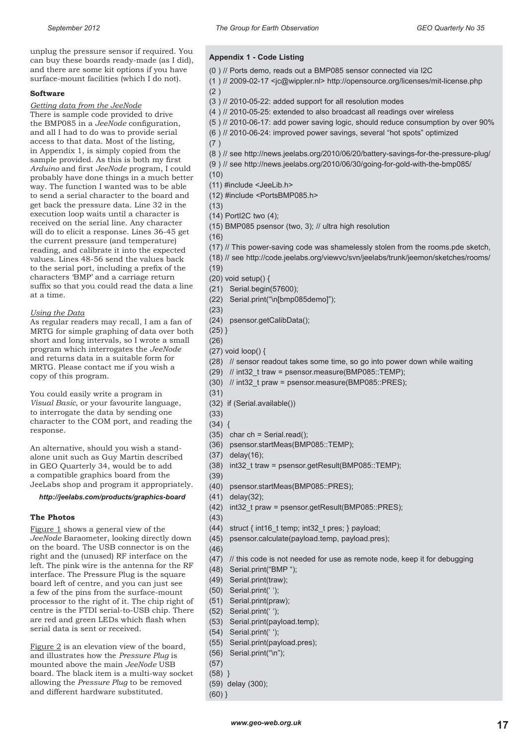unplug the pressure sensor if required. You can buy these boards ready-made (as I did), and there are some kit options if you have surface-mount facilities (which I do not).

### Software

*Getting data from the JeeNode*

There is sample code provided to drive the BMP085 in a *JeeNode* configuration, and all I had to do was to provide serial access to that data. Most of the listing, in Appendix 1, is simply copied from the sample provided. As this is both my first *Arduino* and first *JeeNode* program, I could probably have done things in a much better way. The function I wanted was to be able to send a serial character to the board and get back the pressure data. Line 32 in the execution loop waits until a character is received on the serial line. Any character will do to elicit a response. Lines 36-45 get the current pressure (and temperature) reading, and calibrate it into the expected values. Lines 48-56 send the values back to the serial port, including a prefix of the characters 'BMP' and a carriage return suffix so that you could read the data a line at a time.

*Using the Data*

As regular readers may recall, I am a fan of MRTG for simple graphing of data over both short and long intervals, so I wrote a small program which interrogates the *JeeNode* and returns data in a suitable form for MRTG. Please contact me if you wish a copy of this program.

You could easily write a program in *Visual Basic*, or your favourite language, to interrogate the data by sending one character to the COM port, and reading the response.

An alternative, should you wish a stand-alone unit such as Guy Martin described in GEO Quarterly 34, would be to add a compatible graphics board from the JeeLabs shop and program it appropriately.

***http://jeelabs.com/products/graphics-board***

### The Photos

Figure 1 shows a general view of the *JeeNode* Baraometer, looking directly down on the board. The USB connector is on the right and the (unused) RF interface on the left. The pink wire is the antenna for the RF interface. The Pressure Plug is the square board left of centre, and you can just see a few of the pins from the surface-mount processor to the right of it. The chip right of centre is the FTDI serial-to-USB chip. There are red and green LEDs which flash when serial data is sent or received.

Figure 2 is an elevation view of the board, and illustrates how the *Pressure Plug* is mounted above the main *JeeNode* USB board. The black item is a multi-way socket allowing the *Pressure Plug* to be removed and different hardware substituted.

### Appendix 1 - Code Listing

```
(0 ) // Ports demo, reads out a BMP085 sensor connected via I2C
(1 ) // 2009-02-17 <jc@wippler.nl> http://opensource.org/licenses/mit-license.php
(2 )
(3 ) // 2010-05-22: added support for all resolution modes
(4 ) // 2010-05-25: extended to also broadcast all readings over wireless
(5 ) // 2010-06-17: add power saving logic, should reduce consumption by over 90%
(6 ) // 2010-06-24: improved power savings, several "hot spots" optimized
(7 )
(8 ) // see http://news.jeelabs.org/2010/06/20/battery-savings-for-the-pressure-plug/
(9 ) // see http://news.jeelabs.org/2010/06/30/going-for-gold-with-the-bmp085/
(10)
(11) #include <JeeLib.h>
(12) #include <PortsBMP085.h>
(13)
(14) PortI2C two (4);
(15) BMP085 psensor (two, 3); // ultra high resolution
(16)
(17) // This power-saving code was shamelessly stolen from the rooms.pde sketch,
(18) // see http://code.jeelabs.org/viewvc/svn/jeelabs/trunk/jeemon/sketches/rooms/
(19)
(20) void setup() {
(21)   Serial.begin(57600);
(22)   Serial.print("\n[bmp085demo]");
(23)
(24)   psensor.getCalibData();
(25) }
(26)
(27) void loop() {
(28)   // sensor readout takes some time, so go into power down while waiting
(29)   // int32_t traw = psensor.measure(BMP085::TEMP);
(30)   // int32_t praw = psensor.measure(BMP085::PRES);
(31)
(32)  if (Serial.available())
(33)
(34)  {
(35)   char ch = Serial.read();
(36)   psensor.startMeas(BMP085::TEMP);
(37)   delay(16);
(38)   int32_t traw = psensor.getResult(BMP085::TEMP);
(39)
(40)   psensor.startMeas(BMP085::PRES);
(41)   delay(32);
(42)   int32_t praw = psensor.getResult(BMP085::PRES);
(43)
(44)   struct { int16_t temp; int32_t pres; } payload;
(45)   psensor.calculate(payload.temp, payload.pres);
(46)
(47)   // this code is not needed for use as remote node, keep it for debugging
(48)   Serial.print("BMP ");
(49)   Serial.print(traw);
(50)   Serial.print(' ');
(51)   Serial.print(praw);
(52)   Serial.print(' ');
(53)   Serial.print(payload.temp);
(54)   Serial.print(' ');
(55)   Serial.print(payload.pres);
(56)   Serial.print("\n");
(57)
(58)  }
(59)  delay (300);
(60) }
```